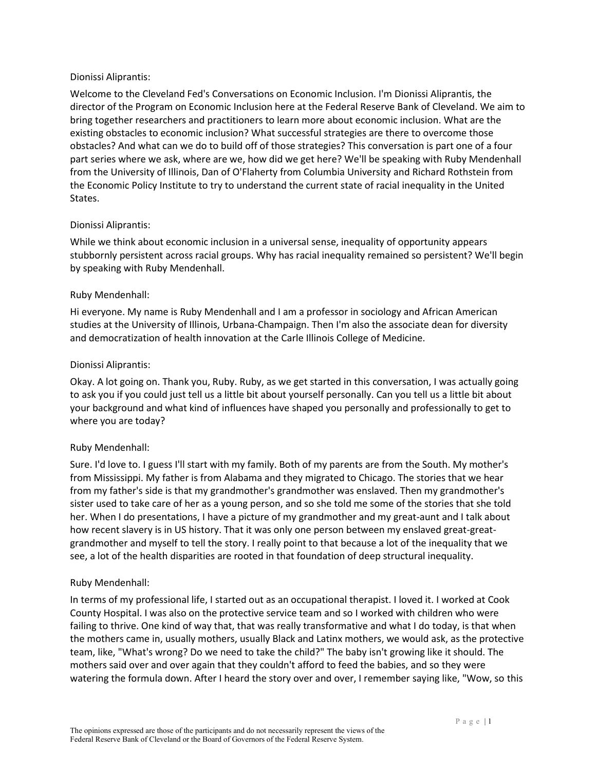Dionissi Aliprantis:

Welcome to the Cleveland Fed's Conversations on Economic Inclusion. I'm Dionissi Aliprantis, the director of the Program on Economic Inclusion here at the Federal Reserve Bank of Cleveland. We aim to bring together researchers and practitioners to learn more about economic inclusion. What are the existing obstacles to economic inclusion? What successful strategies are there to overcome those obstacles? And what can we do to build off of those strategies? This conversation is part one of a four part series where we ask, where are we, how did we get here? We'll be speaking with Ruby Mendenhall from the University of Illinois, Dan of O'Flaherty from Columbia University and Richard Rothstein from the Economic Policy Institute to try to understand the current state of racial inequality in the United States.

Dionissi Aliprantis:

While we think about economic inclusion in a universal sense, inequality of opportunity appears stubbornly persistent across racial groups. Why has racial inequality remained so persistent? We'll begin by speaking with Ruby Mendenhall.

Ruby Mendenhall:

Hi everyone. My name is Ruby Mendenhall and I am a professor in sociology and African American studies at the University of Illinois, Urbana-Champaign. Then I'm also the associate dean for diversity and democratization of health innovation at the Carle Illinois College of Medicine.

Dionissi Aliprantis:

Okay. A lot going on. Thank you, Ruby. Ruby, as we get started in this conversation, I was actually going to ask you if you could just tell us a little bit about yourself personally. Can you tell us a little bit about your background and what kind of influences have shaped you personally and professionally to get to where you are today?

Ruby Mendenhall:

Sure. I'd love to. I guess I'll start with my family. Both of my parents are from the South. My mother's from Mississippi. My father is from Alabama and they migrated to Chicago. The stories that we hear from my father's side is that my grandmother's grandmother was enslaved. Then my grandmother's sister used to take care of her as a young person, and so she told me some of the stories that she told her. When I do presentations, I have a picture of my grandmother and my great-aunt and I talk about how recent slavery is in US history. That it was only one person between my enslaved great-great-grandmother and myself to tell the story. I really point to that because a lot of the inequality that we see, a lot of the health disparities are rooted in that foundation of deep structural inequality.

Ruby Mendenhall:

In terms of my professional life, I started out as an occupational therapist. I loved it. I worked at Cook County Hospital. I was also on the protective service team and so I worked with children who were failing to thrive. One kind of way that, that was really transformative and what I do today, is that when the mothers came in, usually mothers, usually Black and Latinx mothers, we would ask, as the protective team, like, "What's wrong? Do we need to take the child?" The baby isn't growing like it should. The mothers said over and over again that they couldn't afford to feed the babies, and so they were watering the formula down. After I heard the story over and over, I remember saying like, "Wow, so this

The opinions expressed are those of the participants and do not necessarily represent the views of the Federal Reserve Bank of Cleveland or the Board of Governors of the Federal Reserve System.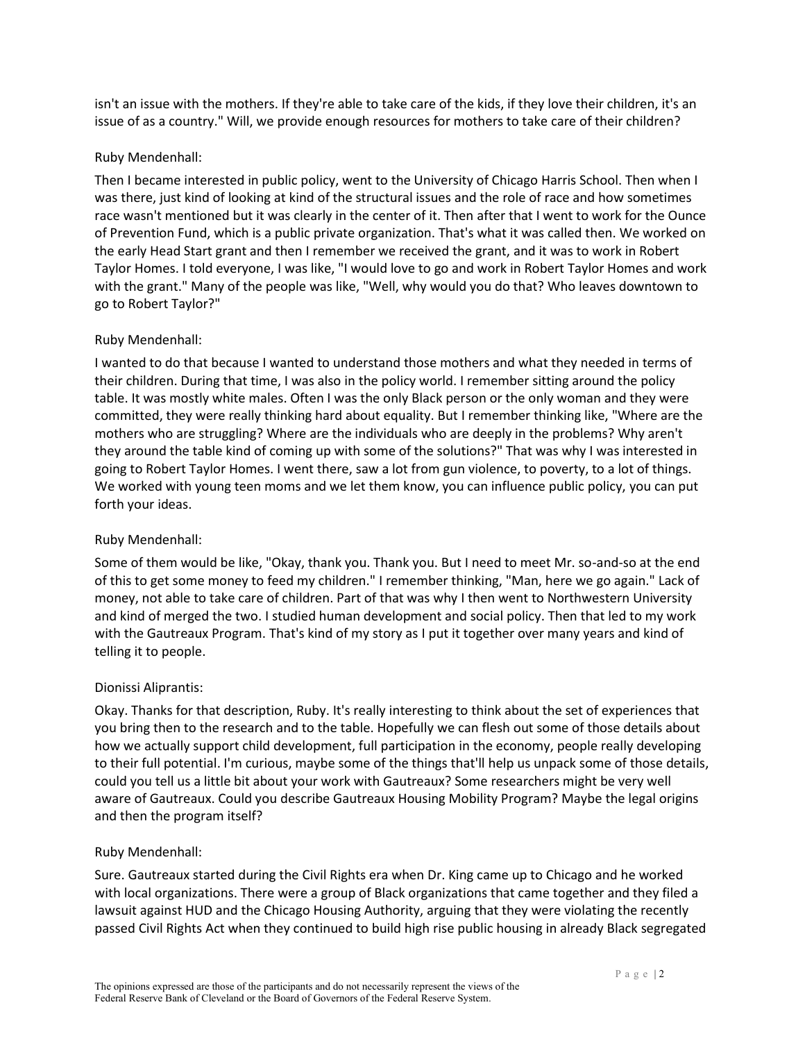isn't an issue with the mothers. If they're able to take care of the kids, if they love their children, it's an issue of as a country." Will, we provide enough resources for mothers to take care of their children?

Ruby Mendenhall:

Then I became interested in public policy, went to the University of Chicago Harris School. Then when I was there, just kind of looking at kind of the structural issues and the role of race and how sometimes race wasn't mentioned but it was clearly in the center of it. Then after that I went to work for the Ounce of Prevention Fund, which is a public private organization. That's what it was called then. We worked on the early Head Start grant and then I remember we received the grant, and it was to work in Robert Taylor Homes. I told everyone, I was like, "I would love to go and work in Robert Taylor Homes and work with the grant." Many of the people was like, "Well, why would you do that? Who leaves downtown to go to Robert Taylor?"

Ruby Mendenhall:

I wanted to do that because I wanted to understand those mothers and what they needed in terms of their children. During that time, I was also in the policy world. I remember sitting around the policy table. It was mostly white males. Often I was the only Black person or the only woman and they were committed, they were really thinking hard about equality. But I remember thinking like, "Where are the mothers who are struggling? Where are the individuals who are deeply in the problems? Why aren't they around the table kind of coming up with some of the solutions?" That was why I was interested in going to Robert Taylor Homes. I went there, saw a lot from gun violence, to poverty, to a lot of things. We worked with young teen moms and we let them know, you can influence public policy, you can put forth your ideas.

Ruby Mendenhall:

Some of them would be like, "Okay, thank you. Thank you. But I need to meet Mr. so-and-so at the end of this to get some money to feed my children." I remember thinking, "Man, here we go again." Lack of money, not able to take care of children. Part of that was why I then went to Northwestern University and kind of merged the two. I studied human development and social policy. Then that led to my work with the Gautreaux Program. That's kind of my story as I put it together over many years and kind of telling it to people.

Dionissi Aliprantis:

Okay. Thanks for that description, Ruby. It's really interesting to think about the set of experiences that you bring then to the research and to the table. Hopefully we can flesh out some of those details about how we actually support child development, full participation in the economy, people really developing to their full potential. I'm curious, maybe some of the things that'll help us unpack some of those details, could you tell us a little bit about your work with Gautreaux? Some researchers might be very well aware of Gautreaux. Could you describe Gautreaux Housing Mobility Program? Maybe the legal origins and then the program itself?

Ruby Mendenhall:

Sure. Gautreaux started during the Civil Rights era when Dr. King came up to Chicago and he worked with local organizations. There were a group of Black organizations that came together and they filed a lawsuit against HUD and the Chicago Housing Authority, arguing that they were violating the recently passed Civil Rights Act when they continued to build high rise public housing in already Black segregated

The opinions expressed are those of the participants and do not necessarily represent the views of the Federal Reserve Bank of Cleveland or the Board of Governors of the Federal Reserve System.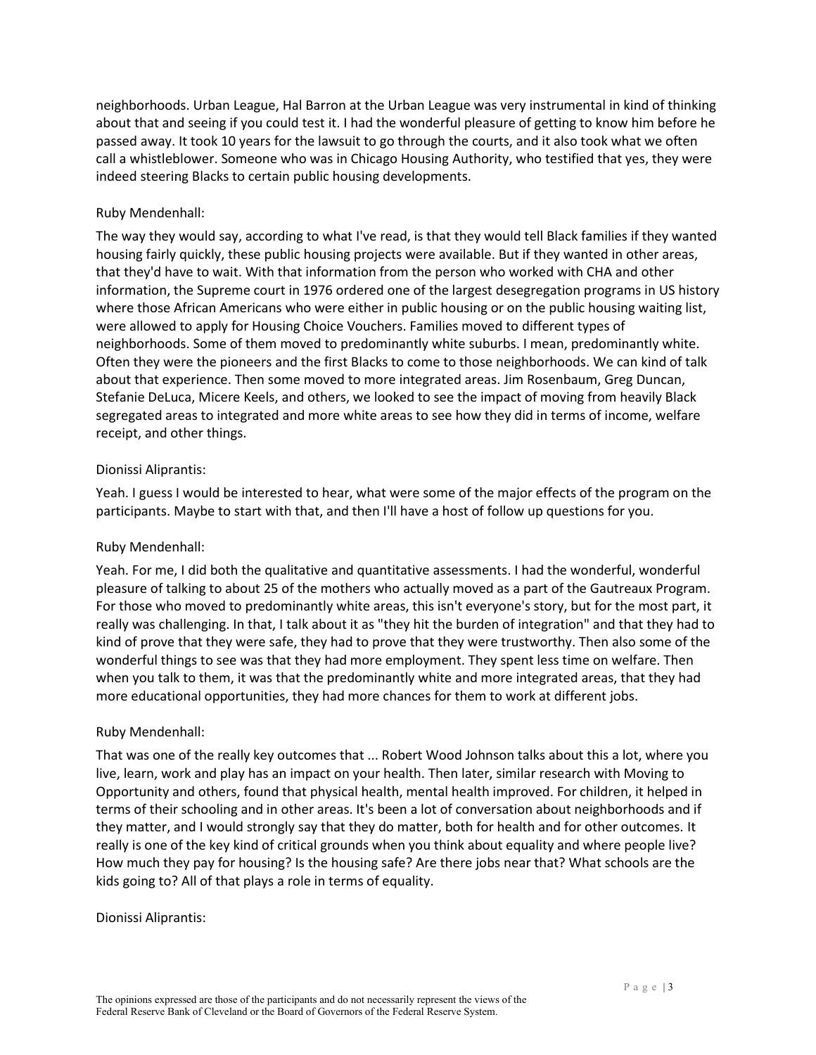neighborhoods. Urban League, Hal Barron at the Urban League was very instrumental in kind of thinking about that and seeing if you could test it. I had the wonderful pleasure of getting to know him before he passed away. It took 10 years for the lawsuit to go through the courts, and it also took what we often call a whistleblower. Someone who was in Chicago Housing Authority, who testified that yes, they were indeed steering Blacks to certain public housing developments.

Ruby Mendenhall:

The way they would say, according to what I've read, is that they would tell Black families if they wanted housing fairly quickly, these public housing projects were available. But if they wanted in other areas, that they'd have to wait. With that information from the person who worked with CHA and other information, the Supreme court in 1976 ordered one of the largest desegregation programs in US history where those African Americans who were either in public housing or on the public housing waiting list, were allowed to apply for Housing Choice Vouchers. Families moved to different types of neighborhoods. Some of them moved to predominantly white suburbs. I mean, predominantly white. Often they were the pioneers and the first Blacks to come to those neighborhoods. We can kind of talk about that experience. Then some moved to more integrated areas. Jim Rosenbaum, Greg Duncan, Stefanie DeLuca, Micere Keels, and others, we looked to see the impact of moving from heavily Black segregated areas to integrated and more white areas to see how they did in terms of income, welfare receipt, and other things.

Dionissi Aliprantis:

Yeah. I guess I would be interested to hear, what were some of the major effects of the program on the participants. Maybe to start with that, and then I'll have a host of follow up questions for you.

Ruby Mendenhall:

Yeah. For me, I did both the qualitative and quantitative assessments. I had the wonderful, wonderful pleasure of talking to about 25 of the mothers who actually moved as a part of the Gautreaux Program. For those who moved to predominantly white areas, this isn't everyone's story, but for the most part, it really was challenging. In that, I talk about it as "they hit the burden of integration" and that they had to kind of prove that they were safe, they had to prove that they were trustworthy. Then also some of the wonderful things to see was that they had more employment. They spent less time on welfare. Then when you talk to them, it was that the predominantly white and more integrated areas, that they had more educational opportunities, they had more chances for them to work at different jobs.

Ruby Mendenhall:

That was one of the really key outcomes that ... Robert Wood Johnson talks about this a lot, where you live, learn, work and play has an impact on your health. Then later, similar research with Moving to Opportunity and others, found that physical health, mental health improved. For children, it helped in terms of their schooling and in other areas. It's been a lot of conversation about neighborhoods and if they matter, and I would strongly say that they do matter, both for health and for other outcomes. It really is one of the key kind of critical grounds when you think about equality and where people live? How much they pay for housing? Is the housing safe? Are there jobs near that? What schools are the kids going to? All of that plays a role in terms of equality.

Dionissi Aliprantis: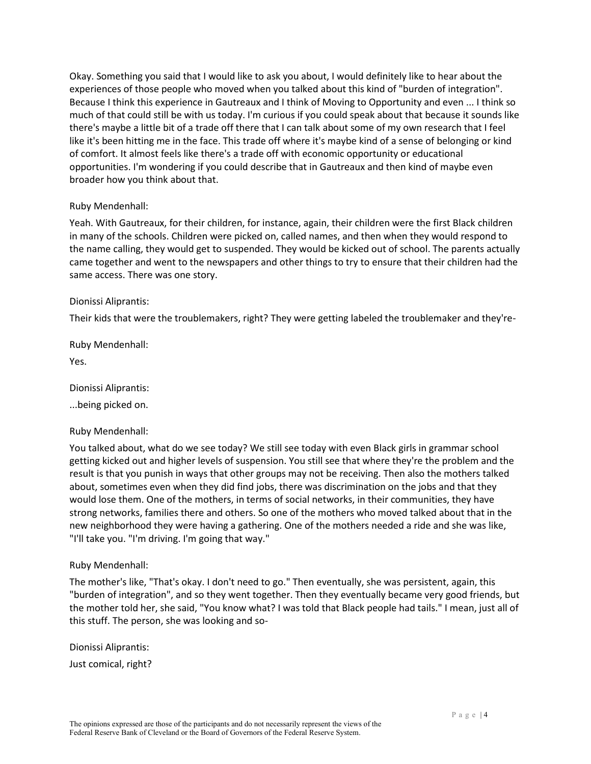Okay. Something you said that I would like to ask you about, I would definitely like to hear about the experiences of those people who moved when you talked about this kind of "burden of integration". Because I think this experience in Gautreaux and I think of Moving to Opportunity and even ... I think so much of that could still be with us today. I'm curious if you could speak about that because it sounds like there's maybe a little bit of a trade off there that I can talk about some of my own research that I feel like it's been hitting me in the face. This trade off where it's maybe kind of a sense of belonging or kind of comfort. It almost feels like there's a trade off with economic opportunity or educational opportunities. I'm wondering if you could describe that in Gautreaux and then kind of maybe even broader how you think about that.

Ruby Mendenhall:

Yeah. With Gautreaux, for their children, for instance, again, their children were the first Black children in many of the schools. Children were picked on, called names, and then when they would respond to the name calling, they would get to suspended. They would be kicked out of school. The parents actually came together and went to the newspapers and other things to try to ensure that their children had the same access. There was one story.

Dionissi Aliprantis:

Their kids that were the troublemakers, right? They were getting labeled the troublemaker and they're-

Ruby Mendenhall:

Yes.

Dionissi Aliprantis:

...being picked on.

Ruby Mendenhall:

You talked about, what do we see today? We still see today with even Black girls in grammar school getting kicked out and higher levels of suspension. You still see that where they're the problem and the result is that you punish in ways that other groups may not be receiving. Then also the mothers talked about, sometimes even when they did find jobs, there was discrimination on the jobs and that they would lose them. One of the mothers, in terms of social networks, in their communities, they have strong networks, families there and others. So one of the mothers who moved talked about that in the new neighborhood they were having a gathering. One of the mothers needed a ride and she was like, "I'll take you. "I'm driving. I'm going that way."

Ruby Mendenhall:

The mother's like, "That's okay. I don't need to go." Then eventually, she was persistent, again, this "burden of integration", and so they went together. Then they eventually became very good friends, but the mother told her, she said, "You know what? I was told that Black people had tails." I mean, just all of this stuff. The person, she was looking and so-

Dionissi Aliprantis:

Just comical, right?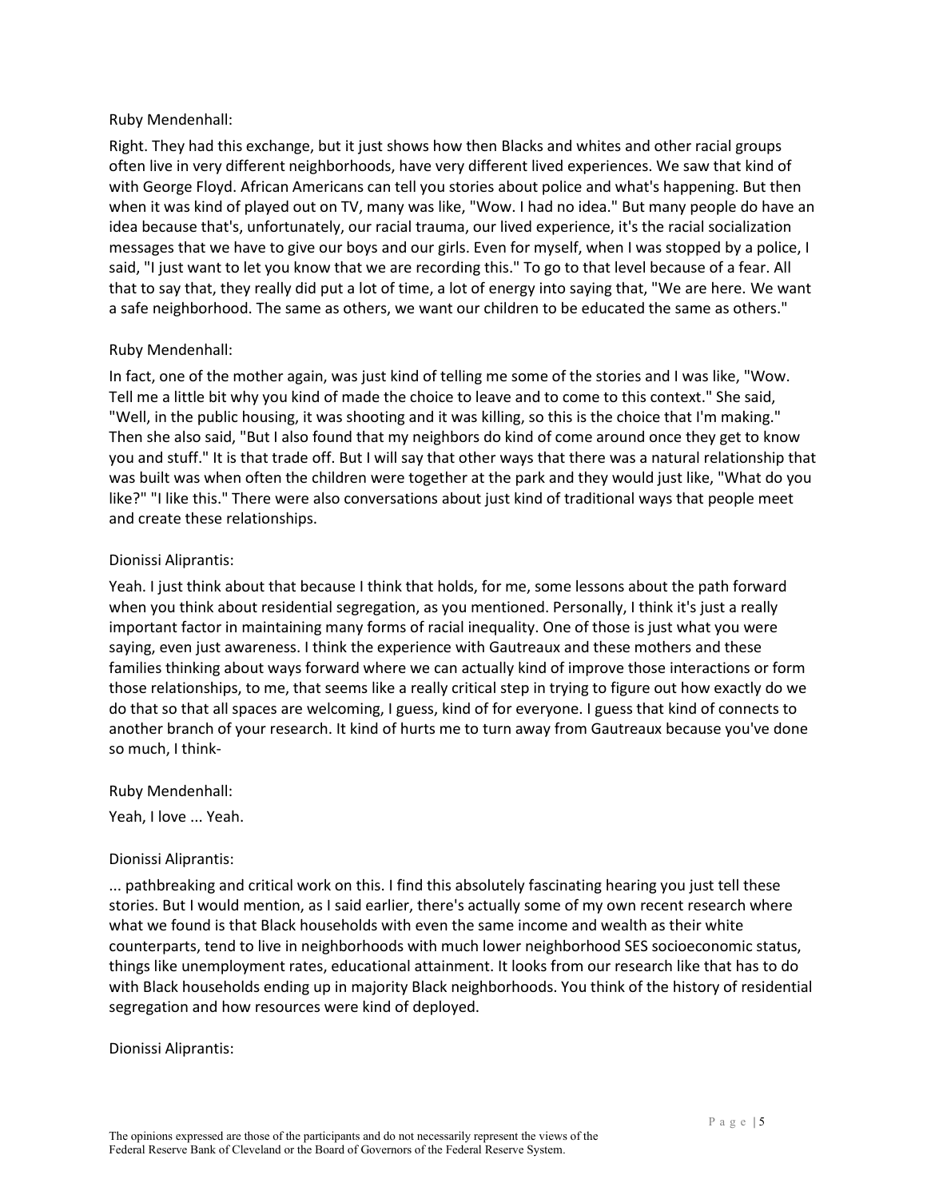Ruby Mendenhall:

Right. They had this exchange, but it just shows how then Blacks and whites and other racial groups often live in very different neighborhoods, have very different lived experiences. We saw that kind of with George Floyd. African Americans can tell you stories about police and what's happening. But then when it was kind of played out on TV, many was like, "Wow. I had no idea." But many people do have an idea because that's, unfortunately, our racial trauma, our lived experience, it's the racial socialization messages that we have to give our boys and our girls. Even for myself, when I was stopped by a police, I said, "I just want to let you know that we are recording this." To go to that level because of a fear. All that to say that, they really did put a lot of time, a lot of energy into saying that, "We are here. We want a safe neighborhood. The same as others, we want our children to be educated the same as others."

Ruby Mendenhall:

In fact, one of the mother again, was just kind of telling me some of the stories and I was like, "Wow. Tell me a little bit why you kind of made the choice to leave and to come to this context." She said, "Well, in the public housing, it was shooting and it was killing, so this is the choice that I'm making." Then she also said, "But I also found that my neighbors do kind of come around once they get to know you and stuff." It is that trade off. But I will say that other ways that there was a natural relationship that was built was when often the children were together at the park and they would just like, "What do you like?" "I like this." There were also conversations about just kind of traditional ways that people meet and create these relationships.

Dionissi Aliprantis:

Yeah. I just think about that because I think that holds, for me, some lessons about the path forward when you think about residential segregation, as you mentioned. Personally, I think it's just a really important factor in maintaining many forms of racial inequality. One of those is just what you were saying, even just awareness. I think the experience with Gautreaux and these mothers and these families thinking about ways forward where we can actually kind of improve those interactions or form those relationships, to me, that seems like a really critical step in trying to figure out how exactly do we do that so that all spaces are welcoming, I guess, kind of for everyone. I guess that kind of connects to another branch of your research. It kind of hurts me to turn away from Gautreaux because you've done so much, I think-

Ruby Mendenhall:

Yeah, I love ... Yeah.

Dionissi Aliprantis:

... pathbreaking and critical work on this. I find this absolutely fascinating hearing you just tell these stories. But I would mention, as I said earlier, there's actually some of my own recent research where what we found is that Black households with even the same income and wealth as their white counterparts, tend to live in neighborhoods with much lower neighborhood SES socioeconomic status, things like unemployment rates, educational attainment. It looks from our research like that has to do with Black households ending up in majority Black neighborhoods. You think of the history of residential segregation and how resources were kind of deployed.

Dionissi Aliprantis:

The opinions expressed are those of the participants and do not necessarily represent the views of the Federal Reserve Bank of Cleveland or the Board of Governors of the Federal Reserve System.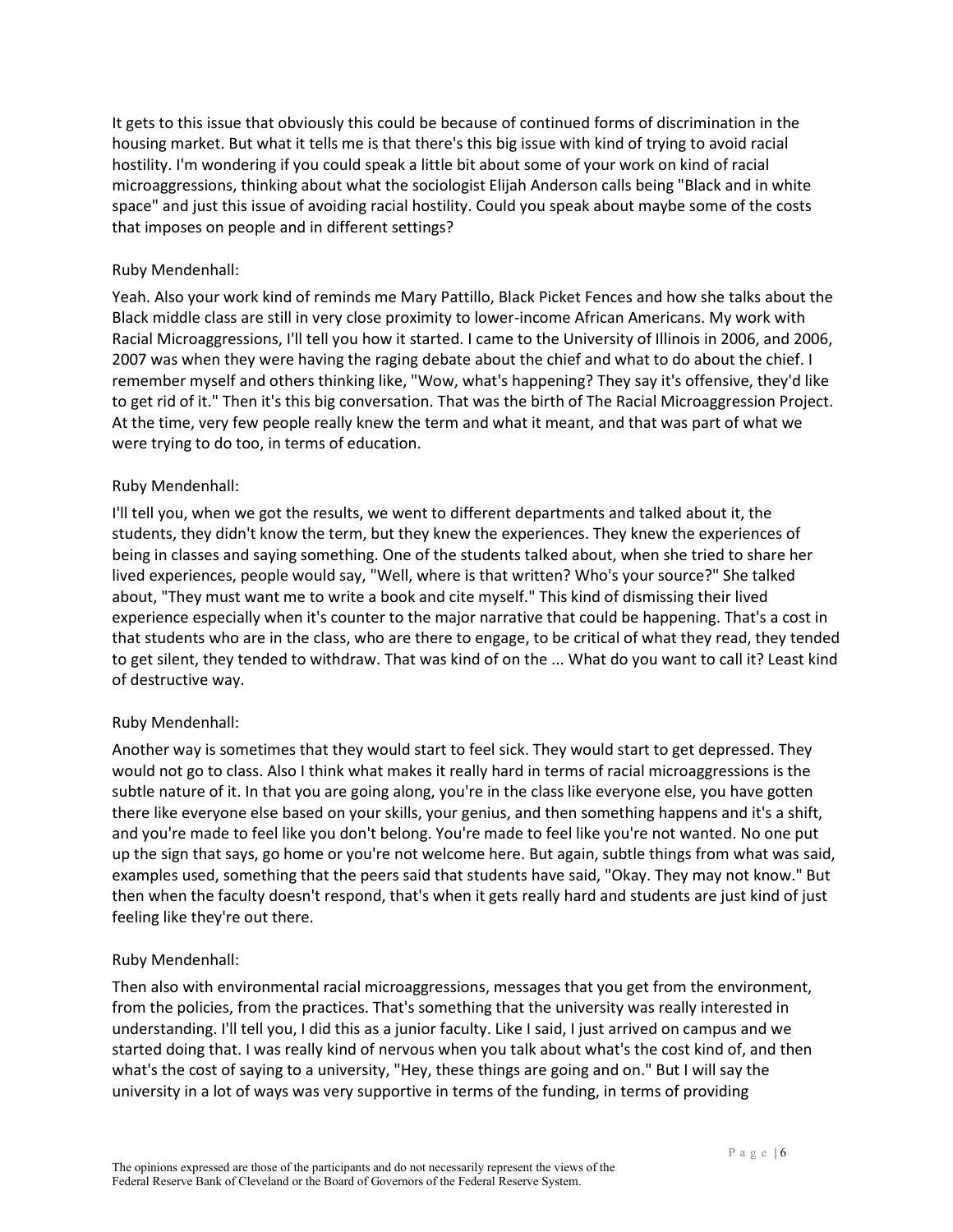It gets to this issue that obviously this could be because of continued forms of discrimination in the housing market. But what it tells me is that there's this big issue with kind of trying to avoid racial hostility. I'm wondering if you could speak a little bit about some of your work on kind of racial microaggressions, thinking about what the sociologist Elijah Anderson calls being "Black and in white space" and just this issue of avoiding racial hostility. Could you speak about maybe some of the costs that imposes on people and in different settings?

Ruby Mendenhall:

Yeah. Also your work kind of reminds me Mary Pattillo, Black Picket Fences and how she talks about the Black middle class are still in very close proximity to lower-income African Americans. My work with Racial Microaggressions, I'll tell you how it started. I came to the University of Illinois in 2006, and 2006, 2007 was when they were having the raging debate about the chief and what to do about the chief. I remember myself and others thinking like, "Wow, what's happening? They say it's offensive, they'd like to get rid of it." Then it's this big conversation. That was the birth of The Racial Microaggression Project. At the time, very few people really knew the term and what it meant, and that was part of what we were trying to do too, in terms of education.

Ruby Mendenhall:

I'll tell you, when we got the results, we went to different departments and talked about it, the students, they didn't know the term, but they knew the experiences. They knew the experiences of being in classes and saying something. One of the students talked about, when she tried to share her lived experiences, people would say, "Well, where is that written? Who's your source?" She talked about, "They must want me to write a book and cite myself." This kind of dismissing their lived experience especially when it's counter to the major narrative that could be happening. That's a cost in that students who are in the class, who are there to engage, to be critical of what they read, they tended to get silent, they tended to withdraw. That was kind of on the ... What do you want to call it? Least kind of destructive way.

Ruby Mendenhall:

Another way is sometimes that they would start to feel sick. They would start to get depressed. They would not go to class. Also I think what makes it really hard in terms of racial microaggressions is the subtle nature of it. In that you are going along, you're in the class like everyone else, you have gotten there like everyone else based on your skills, your genius, and then something happens and it's a shift, and you're made to feel like you don't belong. You're made to feel like you're not wanted. No one put up the sign that says, go home or you're not welcome here. But again, subtle things from what was said, examples used, something that the peers said that students have said, "Okay. They may not know." But then when the faculty doesn't respond, that's when it gets really hard and students are just kind of just feeling like they're out there.

Ruby Mendenhall:

Then also with environmental racial microaggressions, messages that you get from the environment, from the policies, from the practices. That's something that the university was really interested in understanding. I'll tell you, I did this as a junior faculty. Like I said, I just arrived on campus and we started doing that. I was really kind of nervous when you talk about what's the cost kind of, and then what's the cost of saying to a university, "Hey, these things are going and on." But I will say the university in a lot of ways was very supportive in terms of the funding, in terms of providing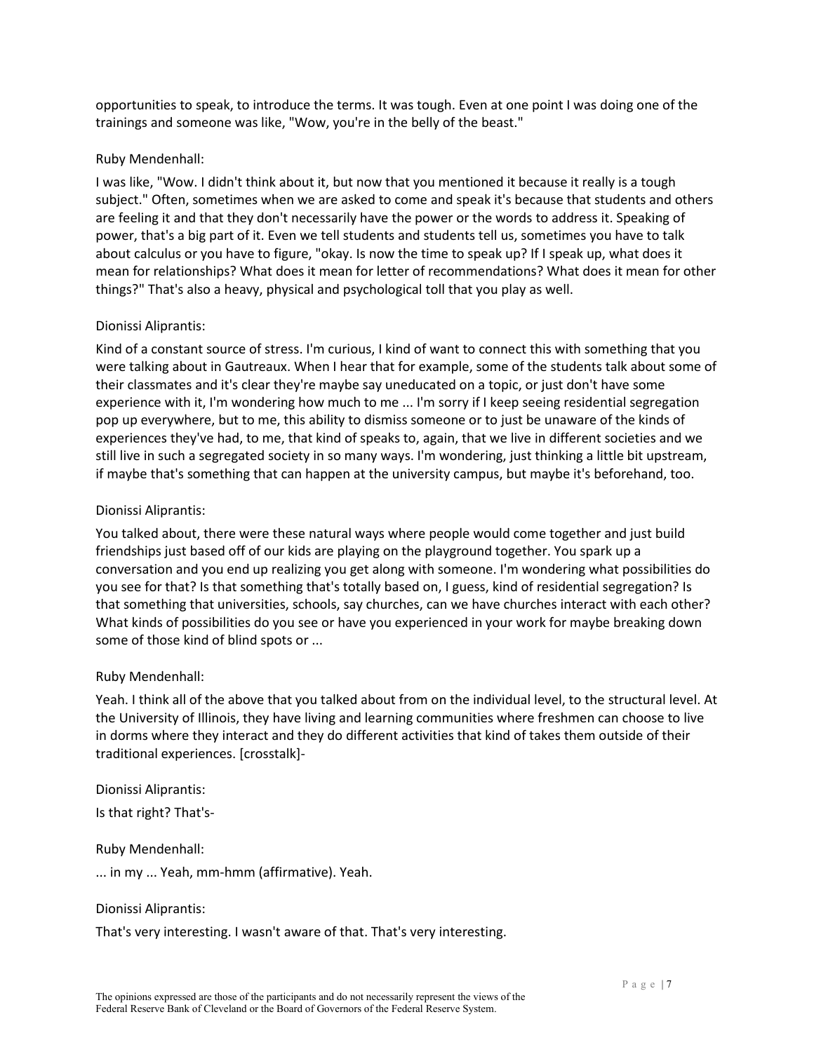opportunities to speak, to introduce the terms. It was tough. Even at one point I was doing one of the trainings and someone was like, "Wow, you're in the belly of the beast."

Ruby Mendenhall:

I was like, "Wow. I didn't think about it, but now that you mentioned it because it really is a tough subject." Often, sometimes when we are asked to come and speak it's because that students and others are feeling it and that they don't necessarily have the power or the words to address it. Speaking of power, that's a big part of it. Even we tell students and students tell us, sometimes you have to talk about calculus or you have to figure, "okay. Is now the time to speak up? If I speak up, what does it mean for relationships? What does it mean for letter of recommendations? What does it mean for other things?" That's also a heavy, physical and psychological toll that you play as well.

Dionissi Aliprantis:

Kind of a constant source of stress. I'm curious, I kind of want to connect this with something that you were talking about in Gautreaux. When I hear that for example, some of the students talk about some of their classmates and it's clear they're maybe say uneducated on a topic, or just don't have some experience with it, I'm wondering how much to me ... I'm sorry if I keep seeing residential segregation pop up everywhere, but to me, this ability to dismiss someone or to just be unaware of the kinds of experiences they've had, to me, that kind of speaks to, again, that we live in different societies and we still live in such a segregated society in so many ways. I'm wondering, just thinking a little bit upstream, if maybe that's something that can happen at the university campus, but maybe it's beforehand, too.

Dionissi Aliprantis:

You talked about, there were these natural ways where people would come together and just build friendships just based off of our kids are playing on the playground together. You spark up a conversation and you end up realizing you get along with someone. I'm wondering what possibilities do you see for that? Is that something that's totally based on, I guess, kind of residential segregation? Is that something that universities, schools, say churches, can we have churches interact with each other? What kinds of possibilities do you see or have you experienced in your work for maybe breaking down some of those kind of blind spots or ...

Ruby Mendenhall:

Yeah. I think all of the above that you talked about from on the individual level, to the structural level. At the University of Illinois, they have living and learning communities where freshmen can choose to live in dorms where they interact and they do different activities that kind of takes them outside of their traditional experiences. [crosstalk]-

Dionissi Aliprantis:

Is that right? That's-

Ruby Mendenhall:

... in my ... Yeah, mm-hmm (affirmative). Yeah.

Dionissi Aliprantis:

That's very interesting. I wasn't aware of that. That's very interesting.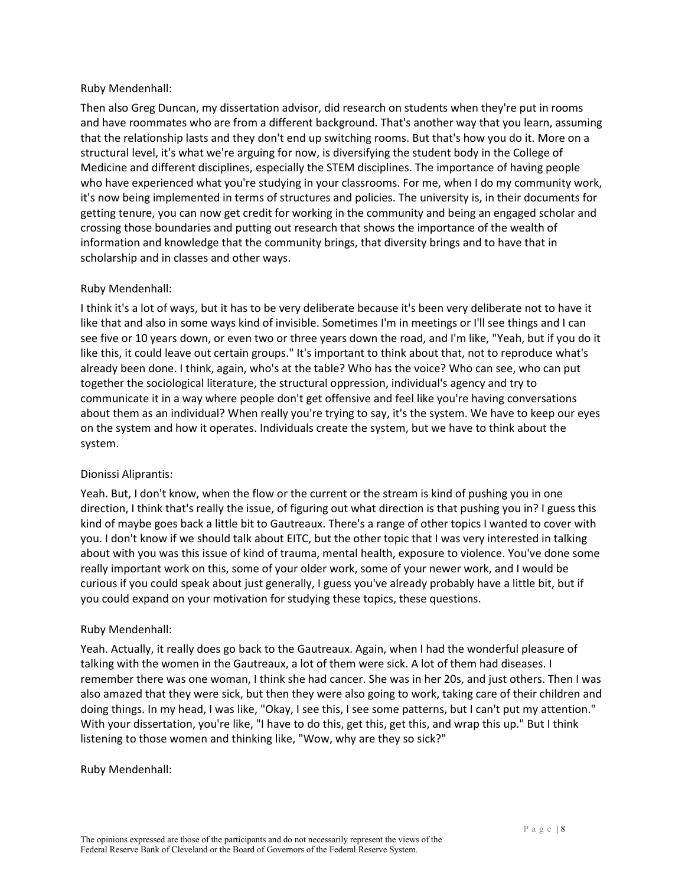Ruby Mendenhall:

Then also Greg Duncan, my dissertation advisor, did research on students when they're put in rooms and have roommates who are from a different background. That's another way that you learn, assuming that the relationship lasts and they don't end up switching rooms. But that's how you do it. More on a structural level, it's what we're arguing for now, is diversifying the student body in the College of Medicine and different disciplines, especially the STEM disciplines. The importance of having people who have experienced what you're studying in your classrooms. For me, when I do my community work, it's now being implemented in terms of structures and policies. The university is, in their documents for getting tenure, you can now get credit for working in the community and being an engaged scholar and crossing those boundaries and putting out research that shows the importance of the wealth of information and knowledge that the community brings, that diversity brings and to have that in scholarship and in classes and other ways.

Ruby Mendenhall:

I think it's a lot of ways, but it has to be very deliberate because it's been very deliberate not to have it like that and also in some ways kind of invisible. Sometimes I'm in meetings or I'll see things and I can see five or 10 years down, or even two or three years down the road, and I'm like, "Yeah, but if you do it like this, it could leave out certain groups." It's important to think about that, not to reproduce what's already been done. I think, again, who's at the table? Who has the voice? Who can see, who can put together the sociological literature, the structural oppression, individual's agency and try to communicate it in a way where people don't get offensive and feel like you're having conversations about them as an individual? When really you're trying to say, it's the system. We have to keep our eyes on the system and how it operates. Individuals create the system, but we have to think about the system.

Dionissi Aliprantis:

Yeah. But, I don't know, when the flow or the current or the stream is kind of pushing you in one direction, I think that's really the issue, of figuring out what direction is that pushing you in? I guess this kind of maybe goes back a little bit to Gautreaux. There's a range of other topics I wanted to cover with you. I don't know if we should talk about EITC, but the other topic that I was very interested in talking about with you was this issue of kind of trauma, mental health, exposure to violence. You've done some really important work on this, some of your older work, some of your newer work, and I would be curious if you could speak about just generally, I guess you've already probably have a little bit, but if you could expand on your motivation for studying these topics, these questions.

Ruby Mendenhall:

Yeah. Actually, it really does go back to the Gautreaux. Again, when I had the wonderful pleasure of talking with the women in the Gautreaux, a lot of them were sick. A lot of them had diseases. I remember there was one woman, I think she had cancer. She was in her 20s, and just others. Then I was also amazed that they were sick, but then they were also going to work, taking care of their children and doing things. In my head, I was like, "Okay, I see this, I see some patterns, but I can't put my attention." With your dissertation, you're like, "I have to do this, get this, get this, and wrap this up." But I think listening to those women and thinking like, "Wow, why are they so sick?"

Ruby Mendenhall: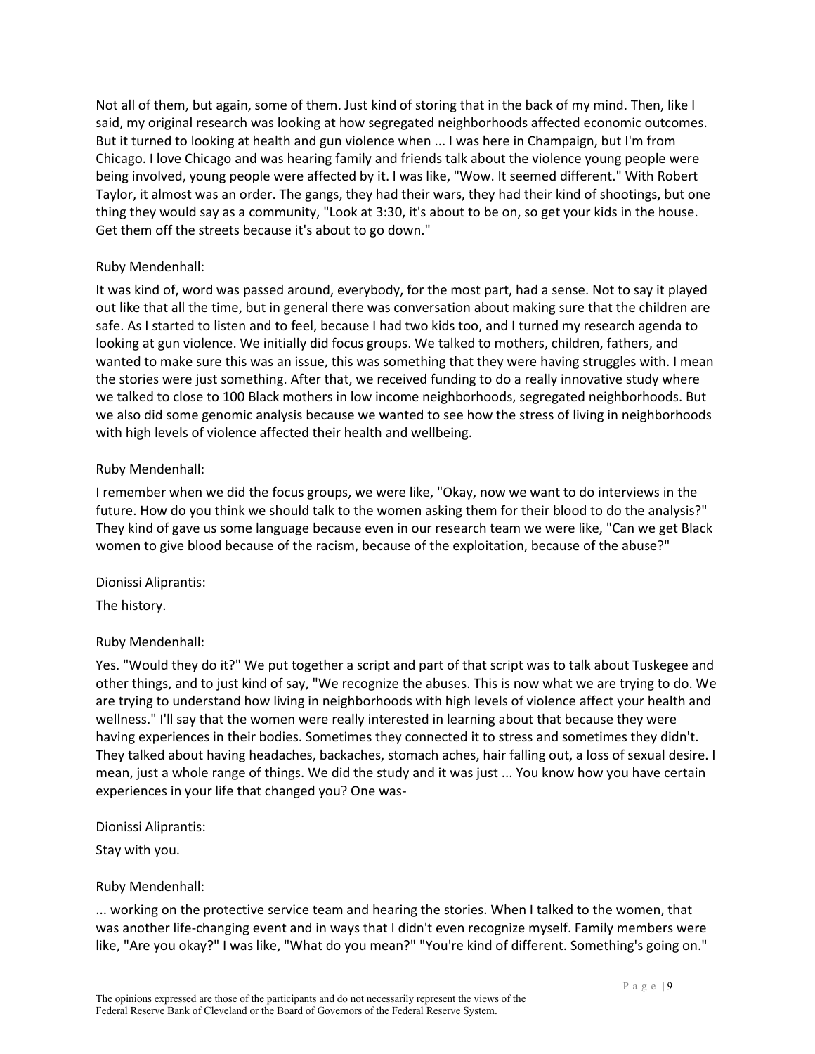Not all of them, but again, some of them. Just kind of storing that in the back of my mind. Then, like I said, my original research was looking at how segregated neighborhoods affected economic outcomes. But it turned to looking at health and gun violence when ... I was here in Champaign, but I'm from Chicago. I love Chicago and was hearing family and friends talk about the violence young people were being involved, young people were affected by it. I was like, "Wow. It seemed different." With Robert Taylor, it almost was an order. The gangs, they had their wars, they had their kind of shootings, but one thing they would say as a community, "Look at 3:30, it's about to be on, so get your kids in the house. Get them off the streets because it's about to go down."

Ruby Mendenhall:

It was kind of, word was passed around, everybody, for the most part, had a sense. Not to say it played out like that all the time, but in general there was conversation about making sure that the children are safe. As I started to listen and to feel, because I had two kids too, and I turned my research agenda to looking at gun violence. We initially did focus groups. We talked to mothers, children, fathers, and wanted to make sure this was an issue, this was something that they were having struggles with. I mean the stories were just something. After that, we received funding to do a really innovative study where we talked to close to 100 Black mothers in low income neighborhoods, segregated neighborhoods. But we also did some genomic analysis because we wanted to see how the stress of living in neighborhoods with high levels of violence affected their health and wellbeing.

Ruby Mendenhall:

I remember when we did the focus groups, we were like, "Okay, now we want to do interviews in the future. How do you think we should talk to the women asking them for their blood to do the analysis?" They kind of gave us some language because even in our research team we were like, "Can we get Black women to give blood because of the racism, because of the exploitation, because of the abuse?"

Dionissi Aliprantis:

The history.

Ruby Mendenhall:

Yes. "Would they do it?" We put together a script and part of that script was to talk about Tuskegee and other things, and to just kind of say, "We recognize the abuses. This is now what we are trying to do. We are trying to understand how living in neighborhoods with high levels of violence affect your health and wellness." I'll say that the women were really interested in learning about that because they were having experiences in their bodies. Sometimes they connected it to stress and sometimes they didn't. They talked about having headaches, backaches, stomach aches, hair falling out, a loss of sexual desire. I mean, just a whole range of things. We did the study and it was just ... You know how you have certain experiences in your life that changed you? One was-

Dionissi Aliprantis:

Stay with you.

Ruby Mendenhall:

... working on the protective service team and hearing the stories. When I talked to the women, that was another life-changing event and in ways that I didn't even recognize myself. Family members were like, "Are you okay?" I was like, "What do you mean?" "You're kind of different. Something's going on."

The opinions expressed are those of the participants and do not necessarily represent the views of the Federal Reserve Bank of Cleveland or the Board of Governors of the Federal Reserve System.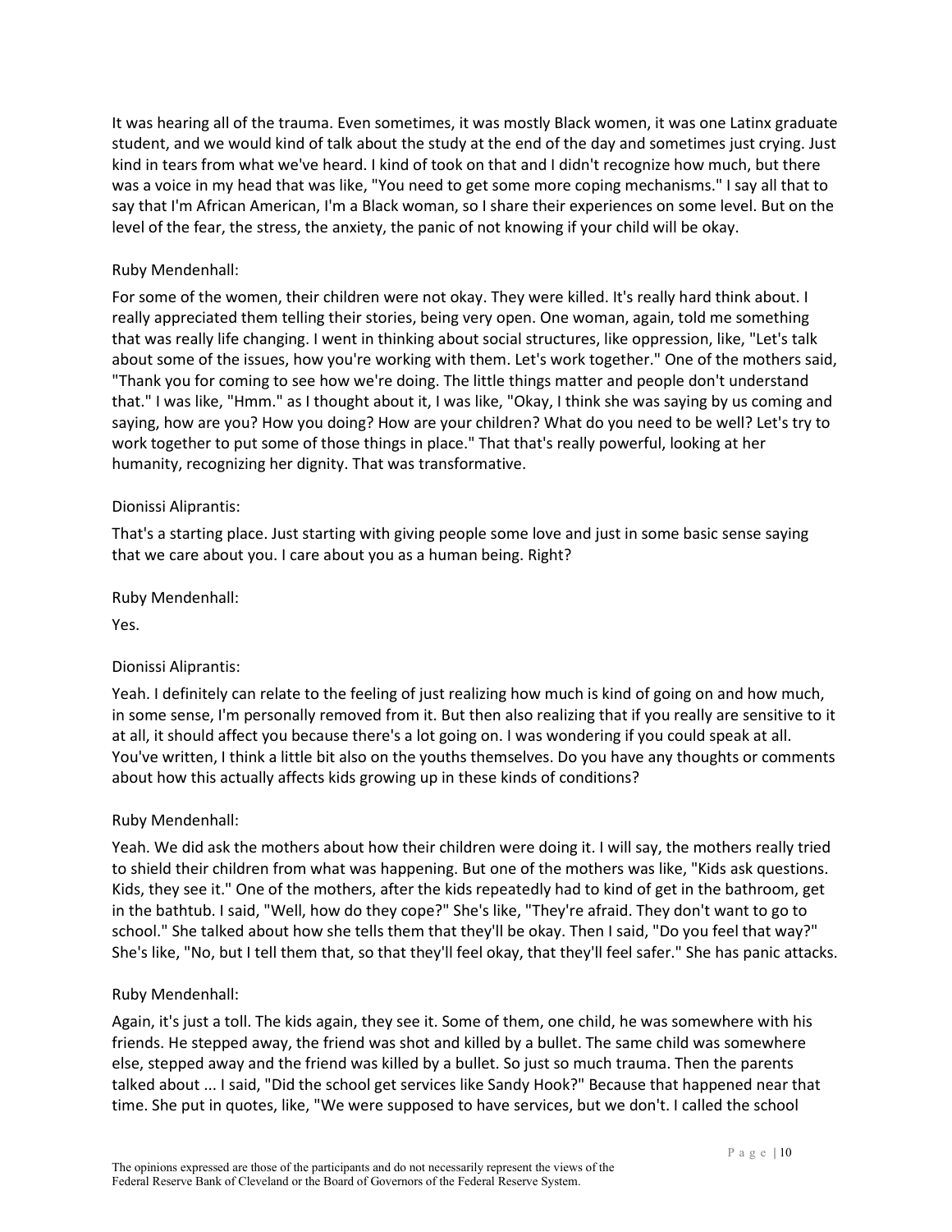It was hearing all of the trauma. Even sometimes, it was mostly Black women, it was one Latinx graduate student, and we would kind of talk about the study at the end of the day and sometimes just crying. Just kind in tears from what we've heard. I kind of took on that and I didn't recognize how much, but there was a voice in my head that was like, "You need to get some more coping mechanisms." I say all that to say that I'm African American, I'm a Black woman, so I share their experiences on some level. But on the level of the fear, the stress, the anxiety, the panic of not knowing if your child will be okay.

Ruby Mendenhall:

For some of the women, their children were not okay. They were killed. It's really hard think about. I really appreciated them telling their stories, being very open. One woman, again, told me something that was really life changing. I went in thinking about social structures, like oppression, like, "Let's talk about some of the issues, how you're working with them. Let's work together." One of the mothers said, "Thank you for coming to see how we're doing. The little things matter and people don't understand that." I was like, "Hmm." as I thought about it, I was like, "Okay, I think she was saying by us coming and saying, how are you? How you doing? How are your children? What do you need to be well? Let's try to work together to put some of those things in place." That that's really powerful, looking at her humanity, recognizing her dignity. That was transformative.

Dionissi Aliprantis:

That's a starting place. Just starting with giving people some love and just in some basic sense saying that we care about you. I care about you as a human being. Right?

Ruby Mendenhall:

Yes.

Dionissi Aliprantis:

Yeah. I definitely can relate to the feeling of just realizing how much is kind of going on and how much, in some sense, I'm personally removed from it. But then also realizing that if you really are sensitive to it at all, it should affect you because there's a lot going on. I was wondering if you could speak at all. You've written, I think a little bit also on the youths themselves. Do you have any thoughts or comments about how this actually affects kids growing up in these kinds of conditions?

Ruby Mendenhall:

Yeah. We did ask the mothers about how their children were doing it. I will say, the mothers really tried to shield their children from what was happening. But one of the mothers was like, "Kids ask questions. Kids, they see it." One of the mothers, after the kids repeatedly had to kind of get in the bathroom, get in the bathtub. I said, "Well, how do they cope?" She's like, "They're afraid. They don't want to go to school." She talked about how she tells them that they'll be okay. Then I said, "Do you feel that way?" She's like, "No, but I tell them that, so that they'll feel okay, that they'll feel safer." She has panic attacks.

Ruby Mendenhall:

Again, it's just a toll. The kids again, they see it. Some of them, one child, he was somewhere with his friends. He stepped away, the friend was shot and killed by a bullet. The same child was somewhere else, stepped away and the friend was killed by a bullet. So just so much trauma. Then the parents talked about ... I said, "Did the school get services like Sandy Hook?" Because that happened near that time. She put in quotes, like, "We were supposed to have services, but we don't. I called the school

The opinions expressed are those of the participants and do not necessarily represent the views of the Federal Reserve Bank of Cleveland or the Board of Governors of the Federal Reserve System.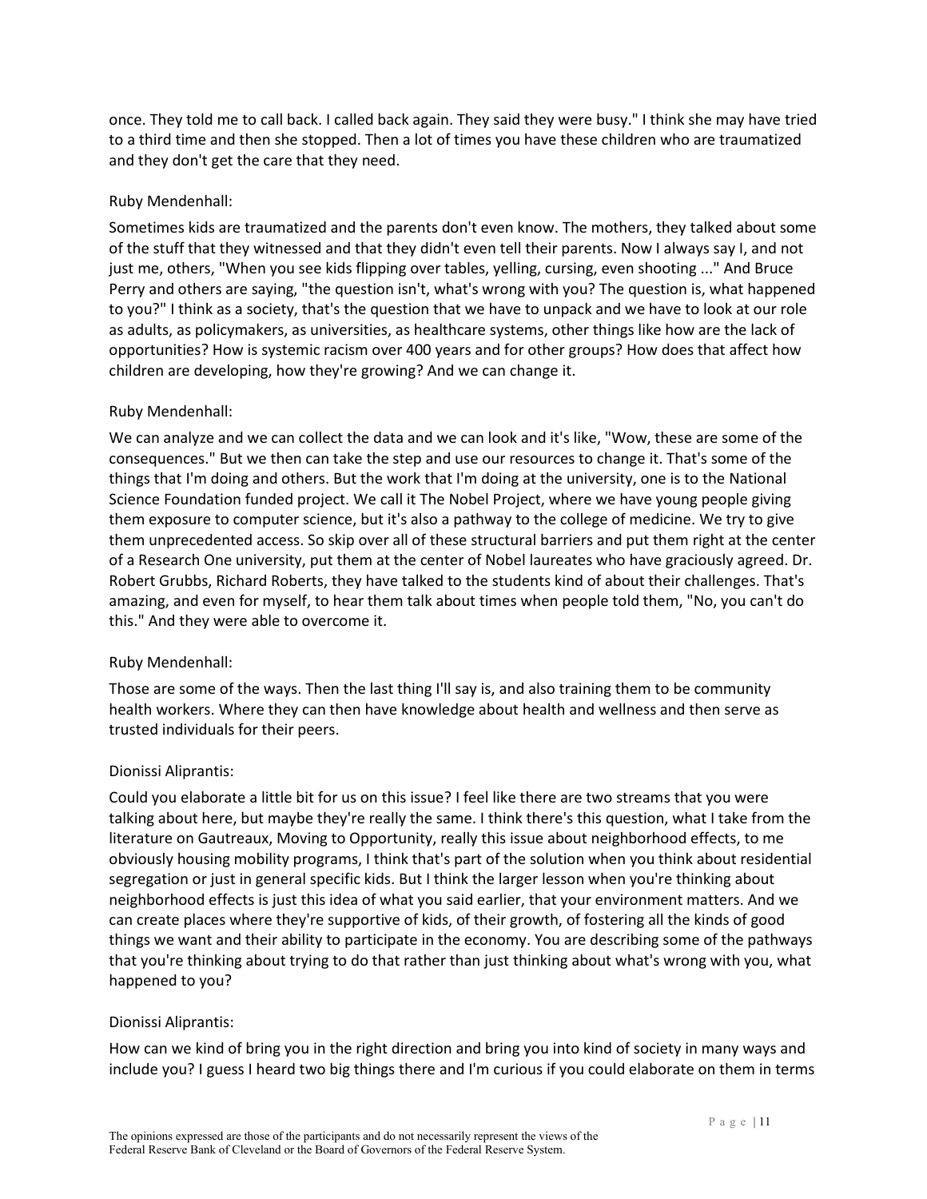once. They told me to call back. I called back again. They said they were busy." I think she may have tried to a third time and then she stopped. Then a lot of times you have these children who are traumatized and they don't get the care that they need.

Ruby Mendenhall:

Sometimes kids are traumatized and the parents don't even know. The mothers, they talked about some of the stuff that they witnessed and that they didn't even tell their parents. Now I always say I, and not just me, others, "When you see kids flipping over tables, yelling, cursing, even shooting ..." And Bruce Perry and others are saying, "the question isn't, what's wrong with you? The question is, what happened to you?" I think as a society, that's the question that we have to unpack and we have to look at our role as adults, as policymakers, as universities, as healthcare systems, other things like how are the lack of opportunities? How is systemic racism over 400 years and for other groups? How does that affect how children are developing, how they're growing? And we can change it.

Ruby Mendenhall:

We can analyze and we can collect the data and we can look and it's like, "Wow, these are some of the consequences." But we then can take the step and use our resources to change it. That's some of the things that I'm doing and others. But the work that I'm doing at the university, one is to the National Science Foundation funded project. We call it The Nobel Project, where we have young people giving them exposure to computer science, but it's also a pathway to the college of medicine. We try to give them unprecedented access. So skip over all of these structural barriers and put them right at the center of a Research One university, put them at the center of Nobel laureates who have graciously agreed. Dr. Robert Grubbs, Richard Roberts, they have talked to the students kind of about their challenges. That's amazing, and even for myself, to hear them talk about times when people told them, "No, you can't do this." And they were able to overcome it.

Ruby Mendenhall:

Those are some of the ways. Then the last thing I'll say is, and also training them to be community health workers. Where they can then have knowledge about health and wellness and then serve as trusted individuals for their peers.

Dionissi Aliprantis:

Could you elaborate a little bit for us on this issue? I feel like there are two streams that you were talking about here, but maybe they're really the same. I think there's this question, what I take from the literature on Gautreaux, Moving to Opportunity, really this issue about neighborhood effects, to me obviously housing mobility programs, I think that's part of the solution when you think about residential segregation or just in general specific kids. But I think the larger lesson when you're thinking about neighborhood effects is just this idea of what you said earlier, that your environment matters. And we can create places where they're supportive of kids, of their growth, of fostering all the kinds of good things we want and their ability to participate in the economy. You are describing some of the pathways that you're thinking about trying to do that rather than just thinking about what's wrong with you, what happened to you?

Dionissi Aliprantis:

How can we kind of bring you in the right direction and bring you into kind of society in many ways and include you? I guess I heard two big things there and I'm curious if you could elaborate on them in terms

The opinions expressed are those of the participants and do not necessarily represent the views of the Federal Reserve Bank of Cleveland or the Board of Governors of the Federal Reserve System.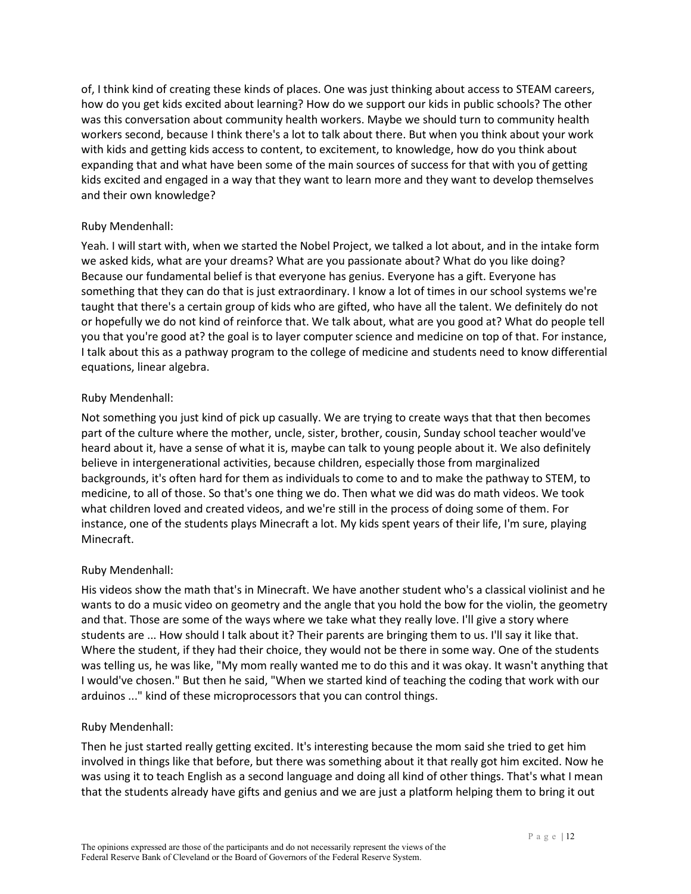of, I think kind of creating these kinds of places. One was just thinking about access to STEAM careers, how do you get kids excited about learning? How do we support our kids in public schools? The other was this conversation about community health workers. Maybe we should turn to community health workers second, because I think there's a lot to talk about there. But when you think about your work with kids and getting kids access to content, to excitement, to knowledge, how do you think about expanding that and what have been some of the main sources of success for that with you of getting kids excited and engaged in a way that they want to learn more and they want to develop themselves and their own knowledge?

Ruby Mendenhall:

Yeah. I will start with, when we started the Nobel Project, we talked a lot about, and in the intake form we asked kids, what are your dreams? What are you passionate about? What do you like doing? Because our fundamental belief is that everyone has genius. Everyone has a gift. Everyone has something that they can do that is just extraordinary. I know a lot of times in our school systems we're taught that there's a certain group of kids who are gifted, who have all the talent. We definitely do not or hopefully we do not kind of reinforce that. We talk about, what are you good at? What do people tell you that you're good at? the goal is to layer computer science and medicine on top of that. For instance, I talk about this as a pathway program to the college of medicine and students need to know differential equations, linear algebra.

Ruby Mendenhall:

Not something you just kind of pick up casually. We are trying to create ways that that then becomes part of the culture where the mother, uncle, sister, brother, cousin, Sunday school teacher would've heard about it, have a sense of what it is, maybe can talk to young people about it. We also definitely believe in intergenerational activities, because children, especially those from marginalized backgrounds, it's often hard for them as individuals to come to and to make the pathway to STEM, to medicine, to all of those. So that's one thing we do. Then what we did was do math videos. We took what children loved and created videos, and we're still in the process of doing some of them. For instance, one of the students plays Minecraft a lot. My kids spent years of their life, I'm sure, playing Minecraft.

Ruby Mendenhall:

His videos show the math that's in Minecraft. We have another student who's a classical violinist and he wants to do a music video on geometry and the angle that you hold the bow for the violin, the geometry and that. Those are some of the ways where we take what they really love. I'll give a story where students are ... How should I talk about it? Their parents are bringing them to us. I'll say it like that. Where the student, if they had their choice, they would not be there in some way. One of the students was telling us, he was like, "My mom really wanted me to do this and it was okay. It wasn't anything that I would've chosen." But then he said, "When we started kind of teaching the coding that work with our arduinos ..." kind of these microprocessors that you can control things.

Ruby Mendenhall:

Then he just started really getting excited. It's interesting because the mom said she tried to get him involved in things like that before, but there was something about it that really got him excited. Now he was using it to teach English as a second language and doing all kind of other things. That's what I mean that the students already have gifts and genius and we are just a platform helping them to bring it out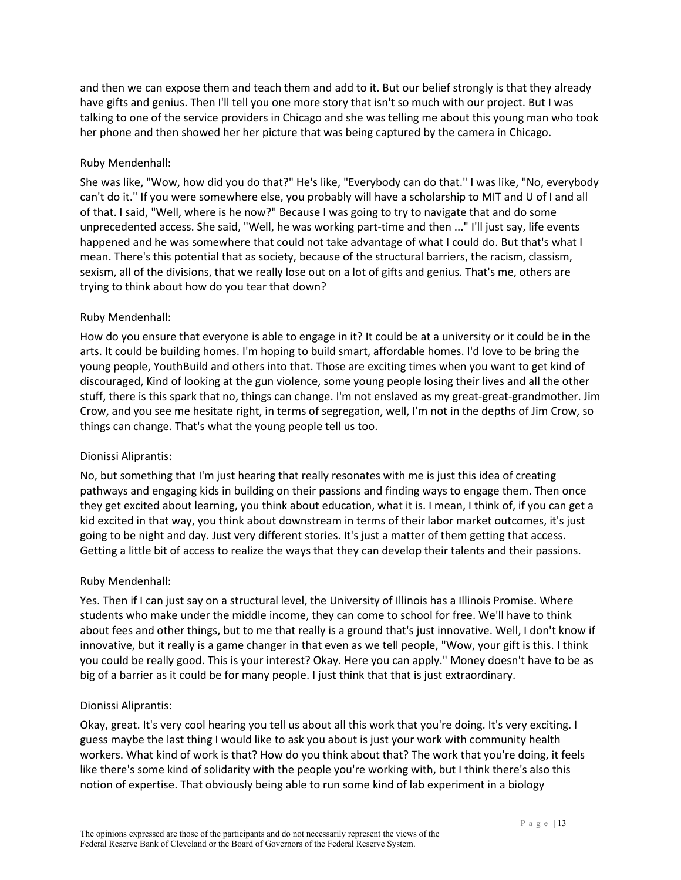and then we can expose them and teach them and add to it. But our belief strongly is that they already have gifts and genius. Then I'll tell you one more story that isn't so much with our project. But I was talking to one of the service providers in Chicago and she was telling me about this young man who took her phone and then showed her her picture that was being captured by the camera in Chicago.

Ruby Mendenhall:

She was like, "Wow, how did you do that?" He's like, "Everybody can do that." I was like, "No, everybody can't do it." If you were somewhere else, you probably will have a scholarship to MIT and U of I and all of that. I said, "Well, where is he now?" Because I was going to try to navigate that and do some unprecedented access. She said, "Well, he was working part-time and then ..." I'll just say, life events happened and he was somewhere that could not take advantage of what I could do. But that's what I mean. There's this potential that as society, because of the structural barriers, the racism, classism, sexism, all of the divisions, that we really lose out on a lot of gifts and genius. That's me, others are trying to think about how do you tear that down?

Ruby Mendenhall:

How do you ensure that everyone is able to engage in it? It could be at a university or it could be in the arts. It could be building homes. I'm hoping to build smart, affordable homes. I'd love to be bring the young people, YouthBuild and others into that. Those are exciting times when you want to get kind of discouraged, Kind of looking at the gun violence, some young people losing their lives and all the other stuff, there is this spark that no, things can change. I'm not enslaved as my great-great-grandmother. Jim Crow, and you see me hesitate right, in terms of segregation, well, I'm not in the depths of Jim Crow, so things can change. That's what the young people tell us too.

Dionissi Aliprantis:

No, but something that I'm just hearing that really resonates with me is just this idea of creating pathways and engaging kids in building on their passions and finding ways to engage them. Then once they get excited about learning, you think about education, what it is. I mean, I think of, if you can get a kid excited in that way, you think about downstream in terms of their labor market outcomes, it's just going to be night and day. Just very different stories. It's just a matter of them getting that access. Getting a little bit of access to realize the ways that they can develop their talents and their passions.

Ruby Mendenhall:

Yes. Then if I can just say on a structural level, the University of Illinois has a Illinois Promise. Where students who make under the middle income, they can come to school for free. We'll have to think about fees and other things, but to me that really is a ground that's just innovative. Well, I don't know if innovative, but it really is a game changer in that even as we tell people, "Wow, your gift is this. I think you could be really good. This is your interest? Okay. Here you can apply." Money doesn't have to be as big of a barrier as it could be for many people. I just think that that is just extraordinary.

Dionissi Aliprantis:

Okay, great. It's very cool hearing you tell us about all this work that you're doing. It's very exciting. I guess maybe the last thing I would like to ask you about is just your work with community health workers. What kind of work is that? How do you think about that? The work that you're doing, it feels like there's some kind of solidarity with the people you're working with, but I think there's also this notion of expertise. That obviously being able to run some kind of lab experiment in a biology

The opinions expressed are those of the participants and do not necessarily represent the views of the Federal Reserve Bank of Cleveland or the Board of Governors of the Federal Reserve System.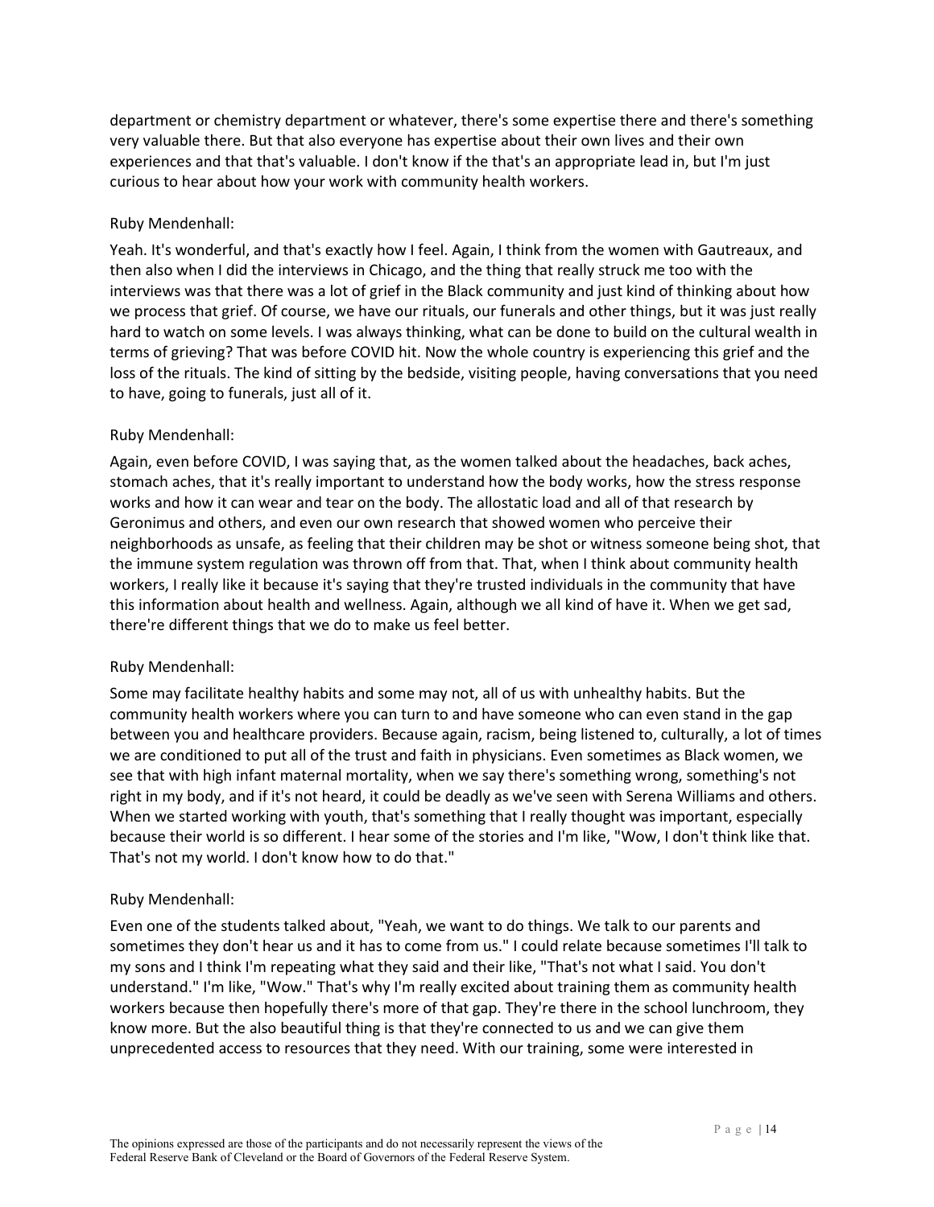department or chemistry department or whatever, there's some expertise there and there's something very valuable there. But that also everyone has expertise about their own lives and their own experiences and that that's valuable. I don't know if the that's an appropriate lead in, but I'm just curious to hear about how your work with community health workers.

Ruby Mendenhall:

Yeah. It's wonderful, and that's exactly how I feel. Again, I think from the women with Gautreaux, and then also when I did the interviews in Chicago, and the thing that really struck me too with the interviews was that there was a lot of grief in the Black community and just kind of thinking about how we process that grief. Of course, we have our rituals, our funerals and other things, but it was just really hard to watch on some levels. I was always thinking, what can be done to build on the cultural wealth in terms of grieving? That was before COVID hit. Now the whole country is experiencing this grief and the loss of the rituals. The kind of sitting by the bedside, visiting people, having conversations that you need to have, going to funerals, just all of it.

Ruby Mendenhall:

Again, even before COVID, I was saying that, as the women talked about the headaches, back aches, stomach aches, that it's really important to understand how the body works, how the stress response works and how it can wear and tear on the body. The allostatic load and all of that research by Geronimus and others, and even our own research that showed women who perceive their neighborhoods as unsafe, as feeling that their children may be shot or witness someone being shot, that the immune system regulation was thrown off from that. That, when I think about community health workers, I really like it because it's saying that they're trusted individuals in the community that have this information about health and wellness. Again, although we all kind of have it. When we get sad, there're different things that we do to make us feel better.

Ruby Mendenhall:

Some may facilitate healthy habits and some may not, all of us with unhealthy habits. But the community health workers where you can turn to and have someone who can even stand in the gap between you and healthcare providers. Because again, racism, being listened to, culturally, a lot of times we are conditioned to put all of the trust and faith in physicians. Even sometimes as Black women, we see that with high infant maternal mortality, when we say there's something wrong, something's not right in my body, and if it's not heard, it could be deadly as we've seen with Serena Williams and others. When we started working with youth, that's something that I really thought was important, especially because their world is so different. I hear some of the stories and I'm like, "Wow, I don't think like that. That's not my world. I don't know how to do that."

Ruby Mendenhall:

Even one of the students talked about, "Yeah, we want to do things. We talk to our parents and sometimes they don't hear us and it has to come from us." I could relate because sometimes I'll talk to my sons and I think I'm repeating what they said and their like, "That's not what I said. You don't understand." I'm like, "Wow." That's why I'm really excited about training them as community health workers because then hopefully there's more of that gap. They're there in the school lunchroom, they know more. But the also beautiful thing is that they're connected to us and we can give them unprecedented access to resources that they need. With our training, some were interested in

The opinions expressed are those of the participants and do not necessarily represent the views of the Federal Reserve Bank of Cleveland or the Board of Governors of the Federal Reserve System.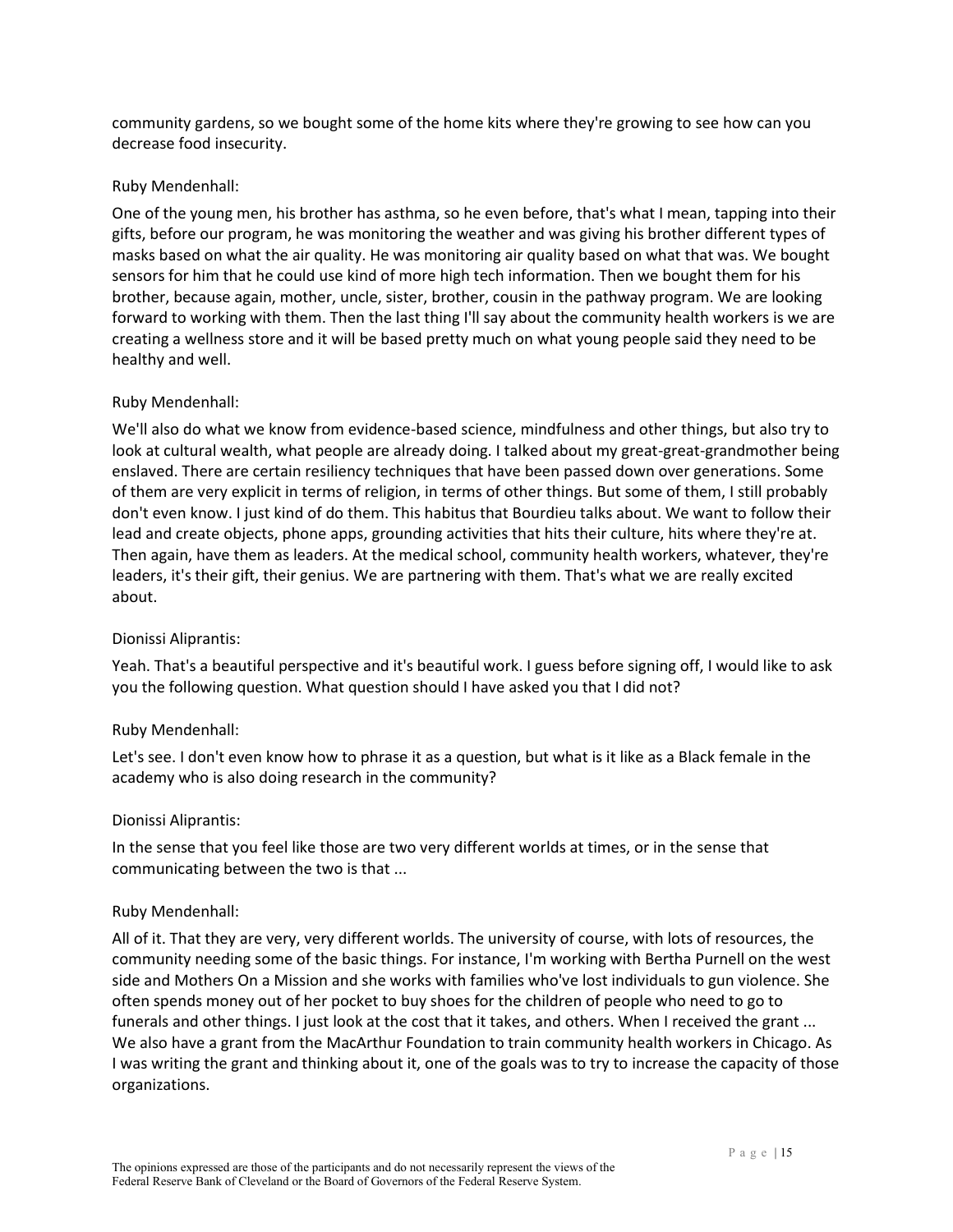community gardens, so we bought some of the home kits where they're growing to see how can you decrease food insecurity.

Ruby Mendenhall:

One of the young men, his brother has asthma, so he even before, that's what I mean, tapping into their gifts, before our program, he was monitoring the weather and was giving his brother different types of masks based on what the air quality. He was monitoring air quality based on what that was. We bought sensors for him that he could use kind of more high tech information. Then we bought them for his brother, because again, mother, uncle, sister, brother, cousin in the pathway program. We are looking forward to working with them. Then the last thing I'll say about the community health workers is we are creating a wellness store and it will be based pretty much on what young people said they need to be healthy and well.

Ruby Mendenhall:

We'll also do what we know from evidence-based science, mindfulness and other things, but also try to look at cultural wealth, what people are already doing. I talked about my great-great-grandmother being enslaved. There are certain resiliency techniques that have been passed down over generations. Some of them are very explicit in terms of religion, in terms of other things. But some of them, I still probably don't even know. I just kind of do them. This habitus that Bourdieu talks about. We want to follow their lead and create objects, phone apps, grounding activities that hits their culture, hits where they're at. Then again, have them as leaders. At the medical school, community health workers, whatever, they're leaders, it's their gift, their genius. We are partnering with them. That's what we are really excited about.

Dionissi Aliprantis:

Yeah. That's a beautiful perspective and it's beautiful work. I guess before signing off, I would like to ask you the following question. What question should I have asked you that I did not?

Ruby Mendenhall:

Let's see. I don't even know how to phrase it as a question, but what is it like as a Black female in the academy who is also doing research in the community?

Dionissi Aliprantis:

In the sense that you feel like those are two very different worlds at times, or in the sense that communicating between the two is that ...

Ruby Mendenhall:

All of it. That they are very, very different worlds. The university of course, with lots of resources, the community needing some of the basic things. For instance, I'm working with Bertha Purnell on the west side and Mothers On a Mission and she works with families who've lost individuals to gun violence. She often spends money out of her pocket to buy shoes for the children of people who need to go to funerals and other things. I just look at the cost that it takes, and others. When I received the grant ... We also have a grant from the MacArthur Foundation to train community health workers in Chicago. As I was writing the grant and thinking about it, one of the goals was to try to increase the capacity of those organizations.

The opinions expressed are those of the participants and do not necessarily represent the views of the Federal Reserve Bank of Cleveland or the Board of Governors of the Federal Reserve System.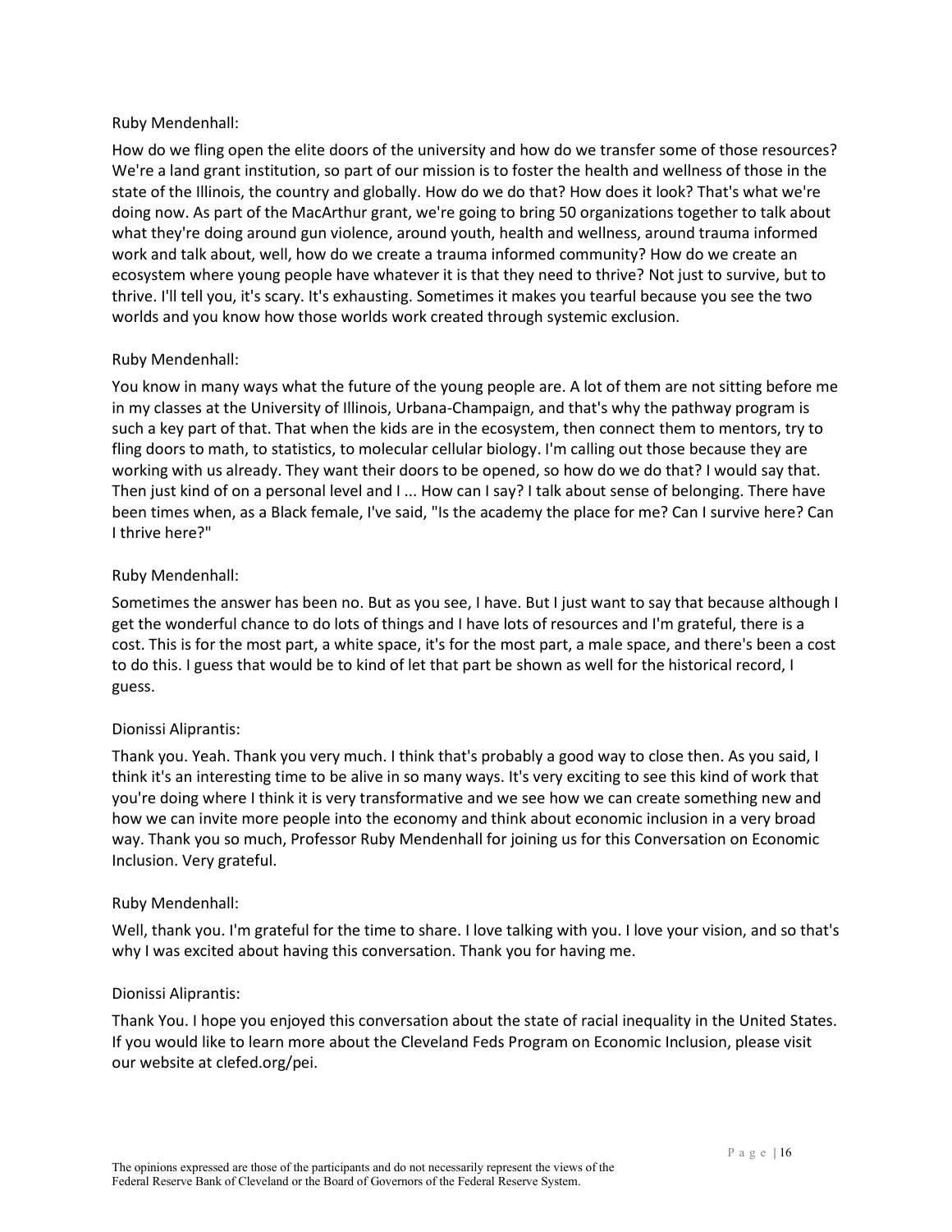Ruby Mendenhall:

How do we fling open the elite doors of the university and how do we transfer some of those resources? We're a land grant institution, so part of our mission is to foster the health and wellness of those in the state of the Illinois, the country and globally. How do we do that? How does it look? That's what we're doing now. As part of the MacArthur grant, we're going to bring 50 organizations together to talk about what they're doing around gun violence, around youth, health and wellness, around trauma informed work and talk about, well, how do we create a trauma informed community? How do we create an ecosystem where young people have whatever it is that they need to thrive? Not just to survive, but to thrive. I'll tell you, it's scary. It's exhausting. Sometimes it makes you tearful because you see the two worlds and you know how those worlds work created through systemic exclusion.

Ruby Mendenhall:

You know in many ways what the future of the young people are. A lot of them are not sitting before me in my classes at the University of Illinois, Urbana-Champaign, and that's why the pathway program is such a key part of that. That when the kids are in the ecosystem, then connect them to mentors, try to fling doors to math, to statistics, to molecular cellular biology. I'm calling out those because they are working with us already. They want their doors to be opened, so how do we do that? I would say that. Then just kind of on a personal level and I ... How can I say? I talk about sense of belonging. There have been times when, as a Black female, I've said, "Is the academy the place for me? Can I survive here? Can I thrive here?"

Ruby Mendenhall:

Sometimes the answer has been no. But as you see, I have. But I just want to say that because although I get the wonderful chance to do lots of things and I have lots of resources and I'm grateful, there is a cost. This is for the most part, a white space, it's for the most part, a male space, and there's been a cost to do this. I guess that would be to kind of let that part be shown as well for the historical record, I guess.

Dionissi Aliprantis:

Thank you. Yeah. Thank you very much. I think that's probably a good way to close then. As you said, I think it's an interesting time to be alive in so many ways. It's very exciting to see this kind of work that you're doing where I think it is very transformative and we see how we can create something new and how we can invite more people into the economy and think about economic inclusion in a very broad way. Thank you so much, Professor Ruby Mendenhall for joining us for this Conversation on Economic Inclusion. Very grateful.

Ruby Mendenhall:

Well, thank you. I'm grateful for the time to share. I love talking with you. I love your vision, and so that's why I was excited about having this conversation. Thank you for having me.

Dionissi Aliprantis:

Thank You. I hope you enjoyed this conversation about the state of racial inequality in the United States. If you would like to learn more about the Cleveland Feds Program on Economic Inclusion, please visit our website at clefed.org/pei.